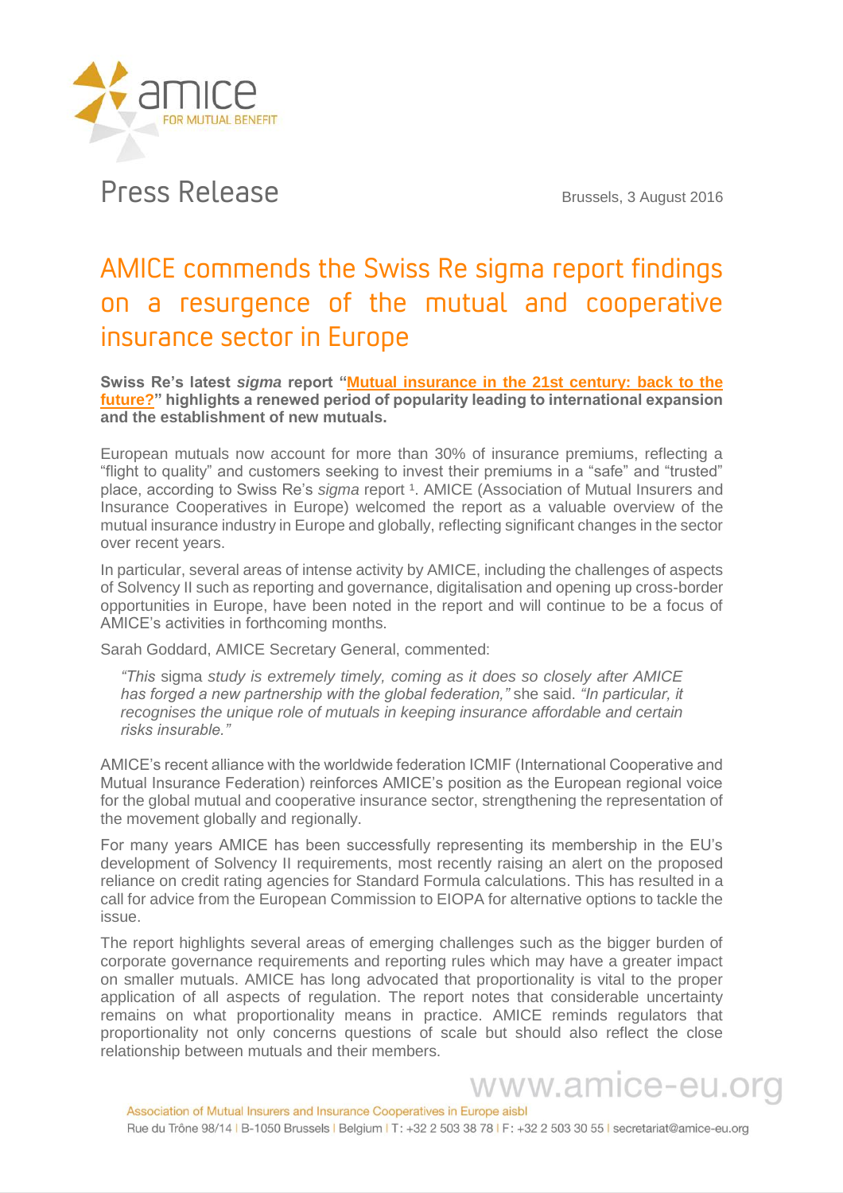amice FOR MUTUAL BENEFIT

Press Release

Brussels, 3 August 2016

# AMICE commends the Swiss Re sigma report findings on a resurgence of the mutual and cooperative insurance sector in Europe

**Swiss Re's latest *sigma* report "Mutual insurance in the 21st century: back to the future?" highlights a renewed period of popularity leading to international expansion and the establishment of new mutuals.**

European mutuals now account for more than 30% of insurance premiums, reflecting a "flight to quality" and customers seeking to invest their premiums in a "safe" and "trusted" place, according to Swiss Re's *sigma* report [1]. AMICE (Association of Mutual Insurers and Insurance Cooperatives in Europe) welcomed the report as a valuable overview of the mutual insurance industry in Europe and globally, reflecting significant changes in the sector over recent years.

In particular, several areas of intense activity by AMICE, including the challenges of aspects of Solvency II such as reporting and governance, digitalisation and opening up cross-border opportunities in Europe, have been noted in the report and will continue to be a focus of AMICE's activities in forthcoming months.

Sarah Goddard, AMICE Secretary General, commented:

> *"This* sigma *study is extremely timely, coming as it does so closely after AMICE has forged a new partnership with the global federation,"* she said. *"In particular, it recognises the unique role of mutuals in keeping insurance affordable and certain risks insurable."*

AMICE's recent alliance with the worldwide federation ICMIF (International Cooperative and Mutual Insurance Federation) reinforces AMICE's position as the European regional voice for the global mutual and cooperative insurance sector, strengthening the representation of the movement globally and regionally.

For many years AMICE has been successfully representing its membership in the EU's development of Solvency II requirements, most recently raising an alert on the proposed reliance on credit rating agencies for Standard Formula calculations. This has resulted in a call for advice from the European Commission to EIOPA for alternative options to tackle the issue.

The report highlights several areas of emerging challenges such as the bigger burden of corporate governance requirements and reporting rules which may have a greater impact on smaller mutuals. AMICE has long advocated that proportionality is vital to the proper application of all aspects of regulation. The report notes that considerable uncertainty remains on what proportionality means in practice. AMICE reminds regulators that proportionality not only concerns questions of scale but should also reflect the close relationship between mutuals and their members.

www.amice-eu.org

Association of Mutual Insurers and Insurance Cooperatives in Europe aisbl
Rue du Trône 98/14 | B-1050 Brussels | Belgium | T: +32 2 503 38 78 | F: +32 2 503 30 55 | secretariat@amice-eu.org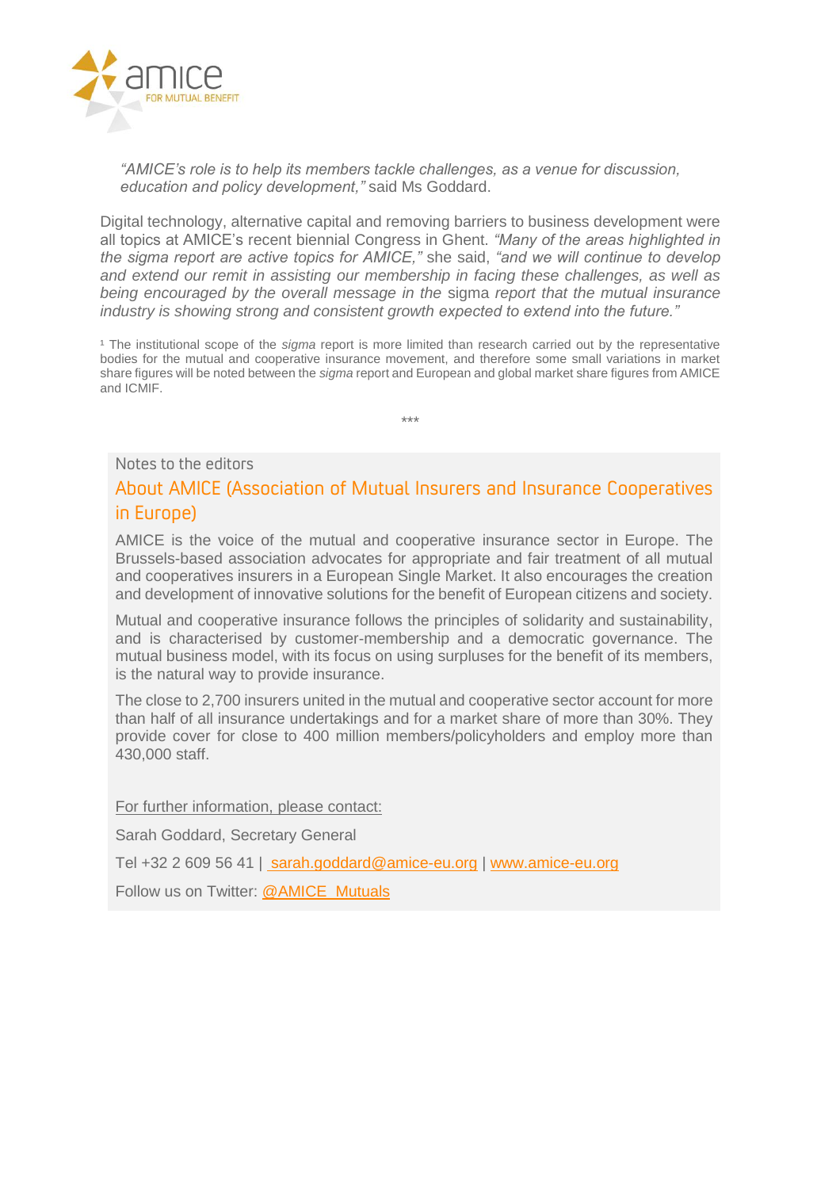*"AMICE's role is to help its members tackle challenges, as a venue for discussion, education and policy development,"* said Ms Goddard.

Digital technology, alternative capital and removing barriers to business development were all topics at AMICE's recent biennial Congress in Ghent. *"Many of the areas highlighted in the sigma report are active topics for AMICE,"* she said, *"and we will continue to develop and extend our remit in assisting our membership in facing these challenges, as well as being encouraged by the overall message in the* sigma *report that the mutual insurance industry is showing strong and consistent growth expected to extend into the future."*

[1] The institutional scope of the *sigma* report is more limited than research carried out by the representative bodies for the mutual and cooperative insurance movement, and therefore some small variations in market share figures will be noted between the *sigma* report and European and global market share figures from AMICE and ICMIF.

***

Notes to the editors

## About AMICE (Association of Mutual Insurers and Insurance Cooperatives in Europe)

AMICE is the voice of the mutual and cooperative insurance sector in Europe. The Brussels-based association advocates for appropriate and fair treatment of all mutual and cooperatives insurers in a European Single Market. It also encourages the creation and development of innovative solutions for the benefit of European citizens and society.

Mutual and cooperative insurance follows the principles of solidarity and sustainability, and is characterised by customer-membership and a democratic governance. The mutual business model, with its focus on using surpluses for the benefit of its members, is the natural way to provide insurance.

The close to 2,700 insurers united in the mutual and cooperative sector account for more than half of all insurance undertakings and for a market share of more than 30%. They provide cover for close to 400 million members/policyholders and employ more than 430,000 staff.

For further information, please contact:

Sarah Goddard, Secretary General

Tel +32 2 609 56 41 | sarah.goddard@amice-eu.org | www.amice-eu.org

Follow us on Twitter: @AMICE_Mutuals